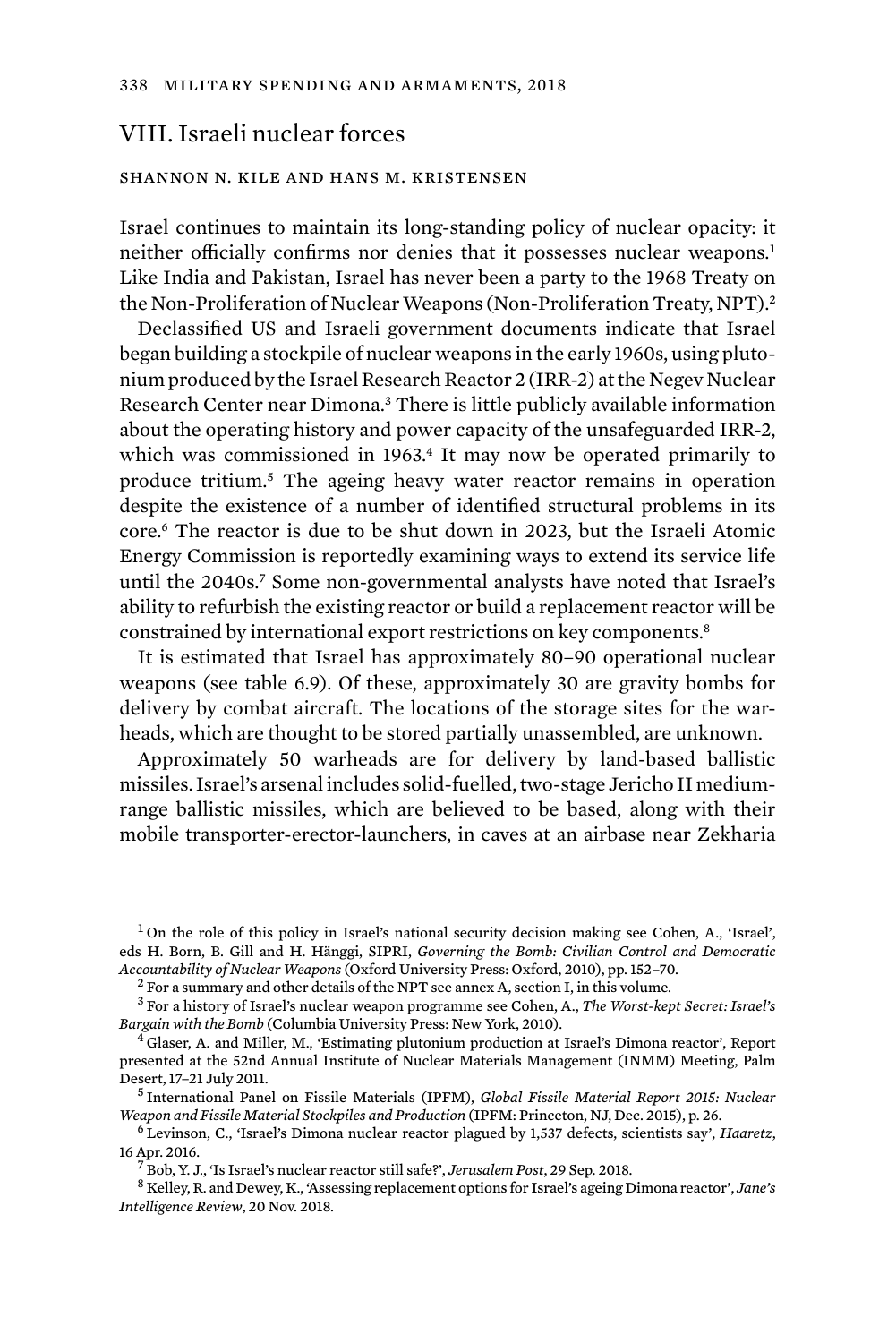## VIII. Israeli nuclear forces

SHANNON N. KILE AND HANS M. KRISTENSEN

Israel continues to maintain its long-standing policy of nuclear opacity: it neither officially confirms nor denies that it possesses nuclear weapons.[1] Like India and Pakistan, Israel has never been a party to the 1968 Treaty on the Non-Proliferation of Nuclear Weapons (Non-Proliferation Treaty, NPT).[2]

Declassified US and Israeli government documents indicate that Israel began building a stockpile of nuclear weapons in the early 1960s, using plutonium produced by the Israel Research Reactor 2 (IRR-2) at the Negev Nuclear Research Center near Dimona.[3] There is little publicly available information about the operating history and power capacity of the unsafeguarded IRR-2, which was commissioned in 1963.[4] It may now be operated primarily to produce tritium.[5] The ageing heavy water reactor remains in operation despite the existence of a number of identified structural problems in its core.[6] The reactor is due to be shut down in 2023, but the Israeli Atomic Energy Commission is reportedly examining ways to extend its service life until the 2040s.[7] Some non-governmental analysts have noted that Israel's ability to refurbish the existing reactor or build a replacement reactor will be constrained by international export restrictions on key components.[8]

It is estimated that Israel has approximately 80–90 operational nuclear weapons (see table 6.9). Of these, approximately 30 are gravity bombs for delivery by combat aircraft. The locations of the storage sites for the warheads, which are thought to be stored partially unassembled, are unknown.

Approximately 50 warheads are for delivery by land-based ballistic missiles. Israel's arsenal includes solid-fuelled, two-stage Jericho II medium-range ballistic missiles, which are believed to be based, along with their mobile transporter-erector-launchers, in caves at an airbase near Zekharia

---

[1] On the role of this policy in Israel's national security decision making see Cohen, A., 'Israel', eds H. Born, B. Gill and H. Hänggi, SIPRI, *Governing the Bomb: Civilian Control and Democratic Accountability of Nuclear Weapons* (Oxford University Press: Oxford, 2010), pp. 152–70.

[2] For a summary and other details of the NPT see annex A, section I, in this volume.

[3] For a history of Israel's nuclear weapon programme see Cohen, A., *The Worst-kept Secret: Israel's Bargain with the Bomb* (Columbia University Press: New York, 2010).

[4] Glaser, A. and Miller, M., 'Estimating plutonium production at Israel's Dimona reactor', Report presented at the 52nd Annual Institute of Nuclear Materials Management (INMM) Meeting, Palm Desert, 17–21 July 2011.

[5] International Panel on Fissile Materials (IPFM), *Global Fissile Material Report 2015: Nuclear Weapon and Fissile Material Stockpiles and Production* (IPFM: Princeton, NJ, Dec. 2015), p. 26.

[6] Levinson, C., 'Israel's Dimona nuclear reactor plagued by 1,537 defects, scientists say', *Haaretz*, 16 Apr. 2016.

[7] Bob, Y. J., 'Is Israel's nuclear reactor still safe?', *Jerusalem Post*, 29 Sep. 2018.

[8] Kelley, R. and Dewey, K., 'Assessing replacement options for Israel's ageing Dimona reactor', *Jane's Intelligence Review*, 20 Nov. 2018.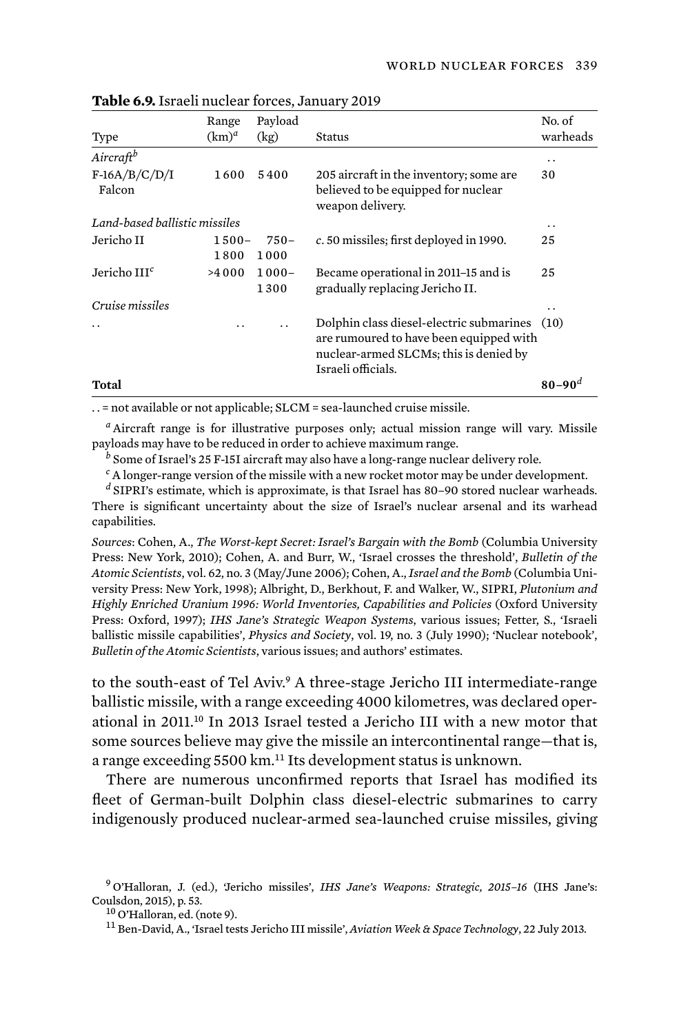**Table 6.9.** Israeli nuclear forces, January 2019

| Type | Range (km)[a] | Payload (kg) | Status | No. of warheads |
|---|---|---|---|---|
| *Aircraft*[b] | | | | . . |
| F-16A/B/C/D/I Falcon | 1600 | 5400 | 205 aircraft in the inventory; some are believed to be equipped for nuclear weapon delivery. | 30 |
| *Land-based ballistic missiles* | | | | . . |
| Jericho II | 1500–1800 | 750–1000 | *c.* 50 missiles; first deployed in 1990. | 25 |
| Jericho III[c] | >4000 | 1000–1300 | Became operational in 2011–15 and is gradually replacing Jericho II. | 25 |
| *Cruise missiles* | | | | . . |
| . . | . . | . . | Dolphin class diesel-electric submarines are rumoured to have been equipped with nuclear-armed SLCMs; this is denied by Israeli officials. | (10) |
| **Total** | | | | **80–90**[d] |

. . = not available or not applicable; SLCM = sea-launched cruise missile.

[a] Aircraft range is for illustrative purposes only; actual mission range will vary. Missile payloads may have to be reduced in order to achieve maximum range.

[b] Some of Israel's 25 F-15I aircraft may also have a long-range nuclear delivery role.

[c] A longer-range version of the missile with a new rocket motor may be under development.

[d] SIPRI's estimate, which is approximate, is that Israel has 80–90 stored nuclear warheads. There is significant uncertainty about the size of Israel's nuclear arsenal and its warhead capabilities.

*Sources*: Cohen, A., *The Worst-kept Secret: Israel's Bargain with the Bomb* (Columbia University Press: New York, 2010); Cohen, A. and Burr, W., 'Israel crosses the threshold', *Bulletin of the Atomic Scientists*, vol. 62, no. 3 (May/June 2006); Cohen, A., *Israel and the Bomb* (Columbia University Press: New York, 1998); Albright, D., Berkhout, F. and Walker, W., SIPRI, *Plutonium and Highly Enriched Uranium 1996: World Inventories, Capabilities and Policies* (Oxford University Press: Oxford, 1997); *IHS Jane's Strategic Weapon Systems*, various issues; Fetter, S., 'Israeli ballistic missile capabilities', *Physics and Society*, vol. 19, no. 3 (July 1990); 'Nuclear notebook', *Bulletin of the Atomic Scientists*, various issues; and authors' estimates.

to the south-east of Tel Aviv.[9] A three-stage Jericho III intermediate-range ballistic missile, with a range exceeding 4000 kilometres, was declared operational in 2011.[10] In 2013 Israel tested a Jericho III with a new motor that some sources believe may give the missile an intercontinental range—that is, a range exceeding 5500 km.[11] Its development status is unknown.

There are numerous unconfirmed reports that Israel has modified its fleet of German-built Dolphin class diesel-electric submarines to carry indigenously produced nuclear-armed sea-launched cruise missiles, giving

[9] O'Halloran, J. (ed.), 'Jericho missiles', *IHS Jane's Weapons: Strategic, 2015–16* (IHS Jane's: Coulsdon, 2015), p. 53.

[10] O'Halloran, ed. (note 9).

[11] Ben-David, A., 'Israel tests Jericho III missile', *Aviation Week & Space Technology*, 22 July 2013.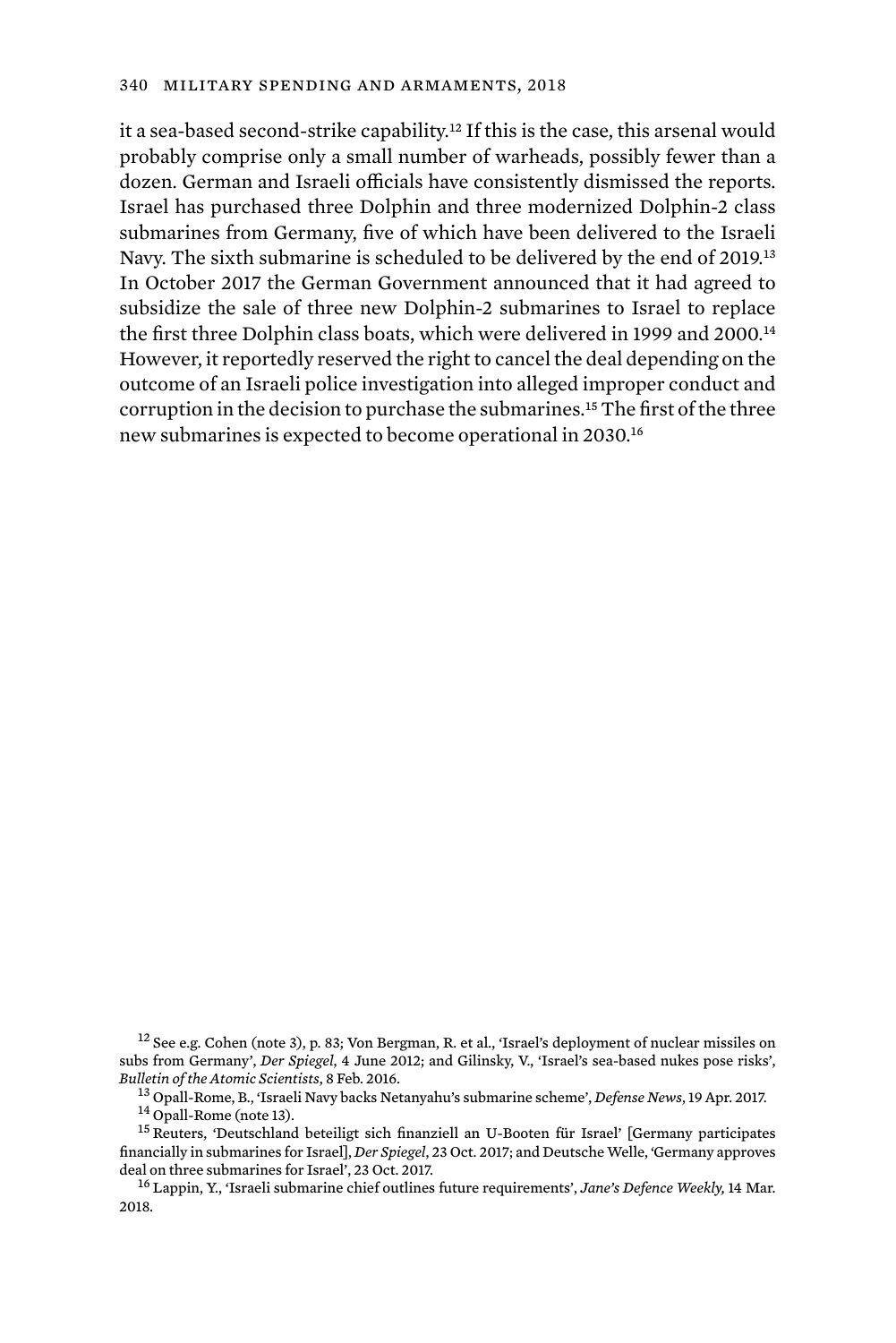it a sea-based second-strike capability.[12] If this is the case, this arsenal would probably comprise only a small number of warheads, possibly fewer than a dozen. German and Israeli officials have consistently dismissed the reports. Israel has purchased three Dolphin and three modernized Dolphin-2 class submarines from Germany, five of which have been delivered to the Israeli Navy. The sixth submarine is scheduled to be delivered by the end of 2019.[13] In October 2017 the German Government announced that it had agreed to subsidize the sale of three new Dolphin-2 submarines to Israel to replace the first three Dolphin class boats, which were delivered in 1999 and 2000.[14] However, it reportedly reserved the right to cancel the deal depending on the outcome of an Israeli police investigation into alleged improper conduct and corruption in the decision to purchase the submarines.[15] The first of the three new submarines is expected to become operational in 2030.[16]

[12] See e.g. Cohen (note 3), p. 83; Von Bergman, R. et al., 'Israel's deployment of nuclear missiles on subs from Germany', *Der Spiegel*, 4 June 2012; and Gilinsky, V., 'Israel's sea-based nukes pose risks', *Bulletin of the Atomic Scientists*, 8 Feb. 2016.

[13] Opall-Rome, B., 'Israeli Navy backs Netanyahu's submarine scheme', *Defense News*, 19 Apr. 2017.

[14] Opall-Rome (note 13).

[15] Reuters, 'Deutschland beteiligt sich finanziell an U-Booten für Israel' [Germany participates financially in submarines for Israel], *Der Spiegel*, 23 Oct. 2017; and Deutsche Welle, 'Germany approves deal on three submarines for Israel', 23 Oct. 2017.

[16] Lappin, Y., 'Israeli submarine chief outlines future requirements', *Jane's Defence Weekly,* 14 Mar. 2018.